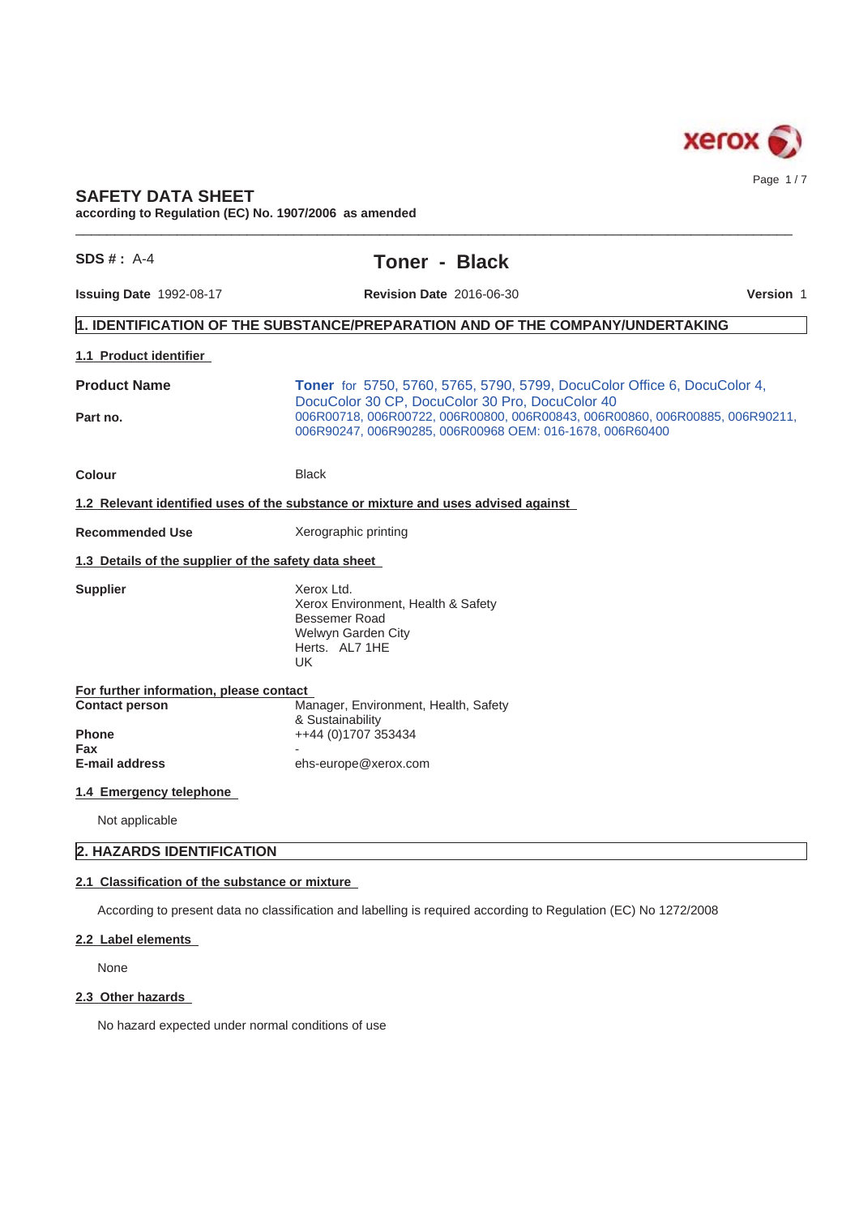# SAFETY DATA SHEET

**according to Regulation (EC) No. 1907/2006 as amended**

**SDS # :** A-4

## Toner - Black

**Issuing Date** 1992-08-17 **Revision Date** 2016-06-30 **Version** 1

## 1. IDENTIFICATION OF THE SUBSTANCE/PREPARATION AND OF THE COMPANY/UNDERTAKING

### 1.1 Product identifier

| | |
|---|---|
| **Product Name** | **Toner** for 5750, 5760, 5765, 5790, 5799, DocuColor Office 6, DocuColor 4, DocuColor 30 CP, DocuColor 30 Pro, DocuColor 40 |
| **Part no.** | 006R00718, 006R00722, 006R00800, 006R00843, 006R00860, 006R00885, 006R90211, 006R90247, 006R90285, 006R00968 OEM: 016-1678, 006R60400 |
| **Colour** | Black |

### 1.2 Relevant identified uses of the substance or mixture and uses advised against

| | |
|---|---|
| **Recommended Use** | Xerographic printing |

### 1.3 Details of the supplier of the safety data sheet

**Supplier**

Xerox Ltd.
Xerox Environment, Health & Safety
Bessemer Road
Welwyn Garden City
Herts. AL7 1HE
UK

**For further information, please contact**

| | |
|---|---|
| **Contact person** | Manager, Environment, Health, Safety & Sustainability |
| **Phone** | ++44 (0)1707 353434 |
| **Fax** | - |
| **E-mail address** | ehs-europe@xerox.com |

### 1.4 Emergency telephone

Not applicable

## 2. HAZARDS IDENTIFICATION

### 2.1 Classification of the substance or mixture

According to present data no classification and labelling is required according to Regulation (EC) No 1272/2008

### 2.2 Label elements

None

### 2.3 Other hazards

No hazard expected under normal conditions of use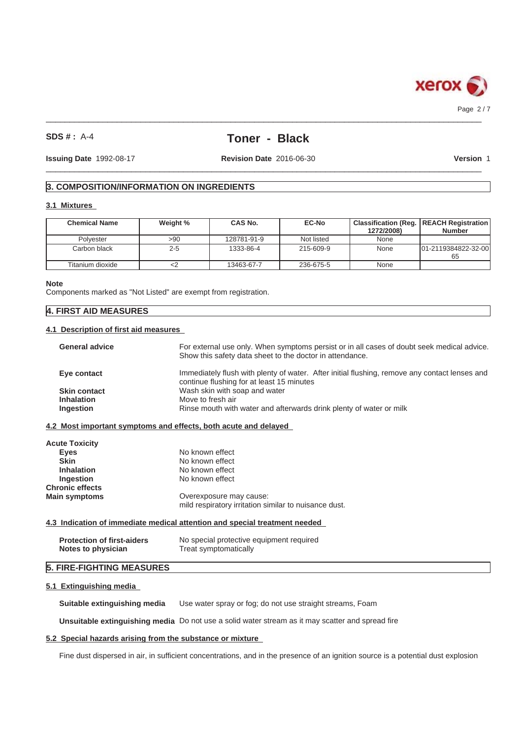**SDS # :** A-4

# Toner - Black

**Issuing Date** 1992-08-17 **Revision Date** 2016-06-30 **Version** 1

## 3. COMPOSITION/INFORMATION ON INGREDIENTS

### 3.1 Mixtures

| Chemical Name | Weight % | CAS No. | EC-No | Classification (Reg. 1272/2008) | REACH Registration Number |
|---|---|---|---|---|---|
| Polyester | >90 | 128781-91-9 | Not listed | None | |
| Carbon black | 2-5 | 1333-86-4 | 215-609-9 | None | 01-2119384822-32-0065 |
| Titanium dioxide | <2 | 13463-67-7 | 236-675-5 | None | |

**Note**

Components marked as "Not Listed" are exempt from registration.

## 4. FIRST AID MEASURES

### 4.1 Description of first aid measures

**General advice** For external use only. When symptoms persist or in all cases of doubt seek medical advice. Show this safety data sheet to the doctor in attendance.

**Eye contact** Immediately flush with plenty of water. After initial flushing, remove any contact lenses and continue flushing for at least 15 minutes

**Skin contact** Wash skin with soap and water

**Inhalation** Move to fresh air

**Ingestion** Rinse mouth with water and afterwards drink plenty of water or milk

### 4.2 Most important symptoms and effects, both acute and delayed

**Acute Toxicity**

**Eyes** No known effect

**Skin** No known effect

**Inhalation** No known effect

**Ingestion** No known effect

**Chronic effects**

**Main symptoms** Overexposure may cause: mild respiratory irritation similar to nuisance dust.

### 4.3 Indication of immediate medical attention and special treatment needed

**Protection of first-aiders** No special protective equipment required

**Notes to physician** Treat symptomatically

## 5. FIRE-FIGHTING MEASURES

### 5.1 Extinguishing media

**Suitable extinguishing media** Use water spray or fog; do not use straight streams, Foam

**Unsuitable extinguishing media** Do not use a solid water stream as it may scatter and spread fire

### 5.2 Special hazards arising from the substance or mixture

Fine dust dispersed in air, in sufficient concentrations, and in the presence of an ignition source is a potential dust explosion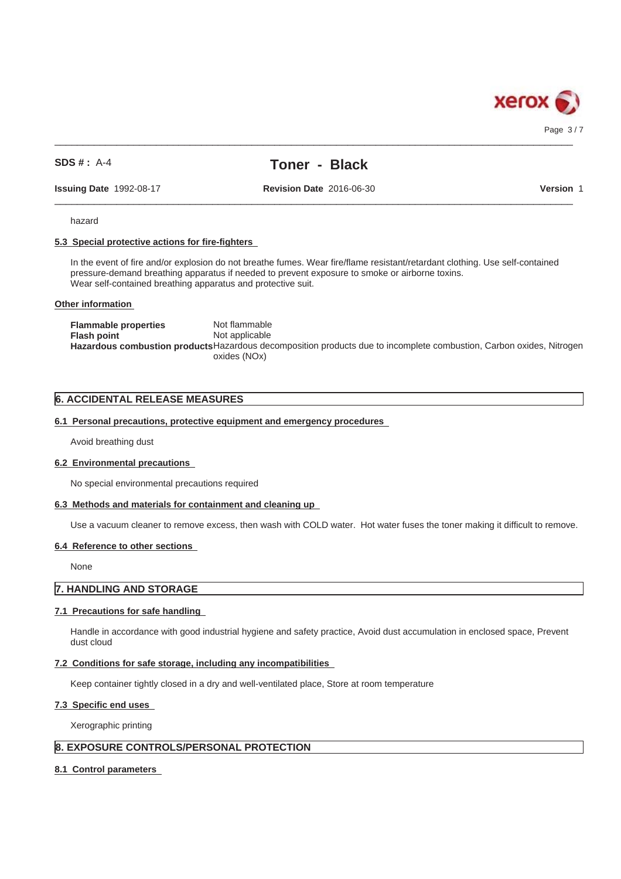hazard

### 5.3 Special protective actions for fire-fighters

In the event of fire and/or explosion do not breathe fumes. Wear fire/flame resistant/retardant clothing. Use self-contained pressure-demand breathing apparatus if needed to prevent exposure to smoke or airborne toxins.
Wear self-contained breathing apparatus and protective suit.

### Other information

| | |
|---|---|
| **Flammable properties** | Not flammable |
| **Flash point** | Not applicable |
| **Hazardous combustion products** | Hazardous decomposition products due to incomplete combustion, Carbon oxides, Nitrogen oxides (NOx) |

## 6. ACCIDENTAL RELEASE MEASURES

### 6.1 Personal precautions, protective equipment and emergency procedures

Avoid breathing dust

### 6.2 Environmental precautions

No special environmental precautions required

### 6.3 Methods and materials for containment and cleaning up

Use a vacuum cleaner to remove excess, then wash with COLD water. Hot water fuses the toner making it difficult to remove.

### 6.4 Reference to other sections

None

## 7. HANDLING AND STORAGE

### 7.1 Precautions for safe handling

Handle in accordance with good industrial hygiene and safety practice, Avoid dust accumulation in enclosed space, Prevent dust cloud

### 7.2 Conditions for safe storage, including any incompatibilities

Keep container tightly closed in a dry and well-ventilated place, Store at room temperature

### 7.3 Specific end uses

Xerographic printing

## 8. EXPOSURE CONTROLS/PERSONAL PROTECTION

### 8.1 Control parameters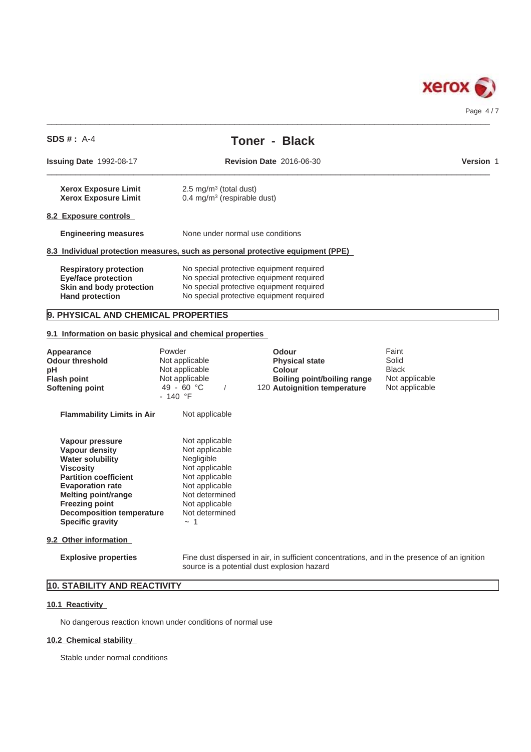**SDS # :** A-4

# Toner - Black

**Issuing Date** 1992-08-17 **Revision Date** 2016-06-30 **Version** 1

| | |
|---|---|
| **Xerox Exposure Limit** | 2.5 mg/m³ (total dust) |
| **Xerox Exposure Limit** | 0.4 mg/m³ (respirable dust) |

### 8.2 Exposure controls

| | |
|---|---|
| **Engineering measures** | None under normal use conditions |

### 8.3 Individual protection measures, such as personal protective equipment (PPE)

| | |
|---|---|
| **Respiratory protection** | No special protective equipment required |
| **Eye/face protection** | No special protective equipment required |
| **Skin and body protection** | No special protective equipment required |
| **Hand protection** | No special protective equipment required |

## 9. PHYSICAL AND CHEMICAL PROPERTIES

### 9.1 Information on basic physical and chemical properties

| | | | |
|---|---|---|---|
| **Appearance** | Powder | **Odour** | Faint |
| **Odour threshold** | Not applicable | **Physical state** | Solid |
| **pH** | Not applicable | **Colour** | Black |
| **Flash point** | Not applicable | **Boiling point/boiling range** | Not applicable |
| **Softening point** | 49 - 60 °C / 120 - 140 °F | **Autoignition temperature** | Not applicable |

| | |
|---|---|
| **Flammability Limits in Air** | Not applicable |

| | |
|---|---|
| **Vapour pressure** | Not applicable |
| **Vapour density** | Not applicable |
| **Water solubility** | Negligible |
| **Viscosity** | Not applicable |
| **Partition coefficient** | Not applicable |
| **Evaporation rate** | Not applicable |
| **Melting point/range** | Not determined |
| **Freezing point** | Not applicable |
| **Decomposition temperature** | Not determined |
| **Specific gravity** | ~ 1 |

### 9.2 Other information

| | |
|---|---|
| **Explosive properties** | Fine dust dispersed in air, in sufficient concentrations, and in the presence of an ignition source is a potential dust explosion hazard |

## 10. STABILITY AND REACTIVITY

### 10.1 Reactivity

No dangerous reaction known under conditions of normal use

### 10.2 Chemical stability

Stable under normal conditions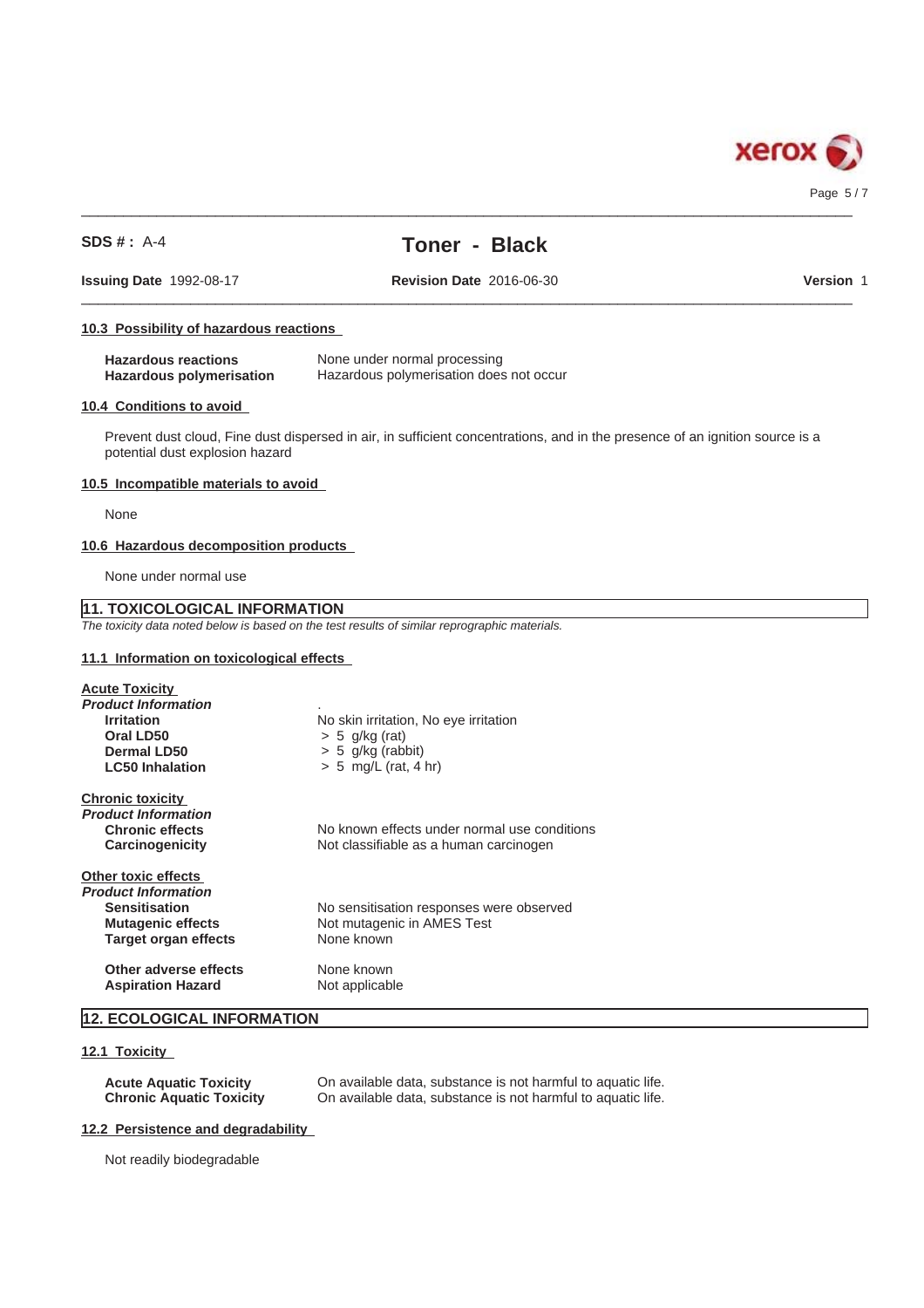### 10.3 Possibility of hazardous reactions

| | |
|---|---|
| **Hazardous reactions** | None under normal processing |
| **Hazardous polymerisation** | Hazardous polymerisation does not occur |

### 10.4 Conditions to avoid

Prevent dust cloud, Fine dust dispersed in air, in sufficient concentrations, and in the presence of an ignition source is a potential dust explosion hazard

### 10.5 Incompatible materials to avoid

None

### 10.6 Hazardous decomposition products

None under normal use

## 11. TOXICOLOGICAL INFORMATION

*The toxicity data noted below is based on the test results of similar reprographic materials.*

### 11.1 Information on toxicological effects

**Acute Toxicity**

***Product Information***

| | |
|---|---|
| **Irritation** | No skin irritation, No eye irritation |
| **Oral LD50** | > 5 g/kg (rat) |
| **Dermal LD50** | > 5 g/kg (rabbit) |
| **LC50 Inhalation** | > 5 mg/L (rat, 4 hr) |

**Chronic toxicity**

***Product Information***

| | |
|---|---|
| **Chronic effects** | No known effects under normal use conditions |
| **Carcinogenicity** | Not classifiable as a human carcinogen |

**Other toxic effects**

***Product Information***

| | |
|---|---|
| **Sensitisation** | No sensitisation responses were observed |
| **Mutagenic effects** | Not mutagenic in AMES Test |
| **Target organ effects** | None known |
| **Other adverse effects** | None known |
| **Aspiration Hazard** | Not applicable |

## 12. ECOLOGICAL INFORMATION

### 12.1 Toxicity

| | |
|---|---|
| **Acute Aquatic Toxicity** | On available data, substance is not harmful to aquatic life. |
| **Chronic Aquatic Toxicity** | On available data, substance is not harmful to aquatic life. |

### 12.2 Persistence and degradability

Not readily biodegradable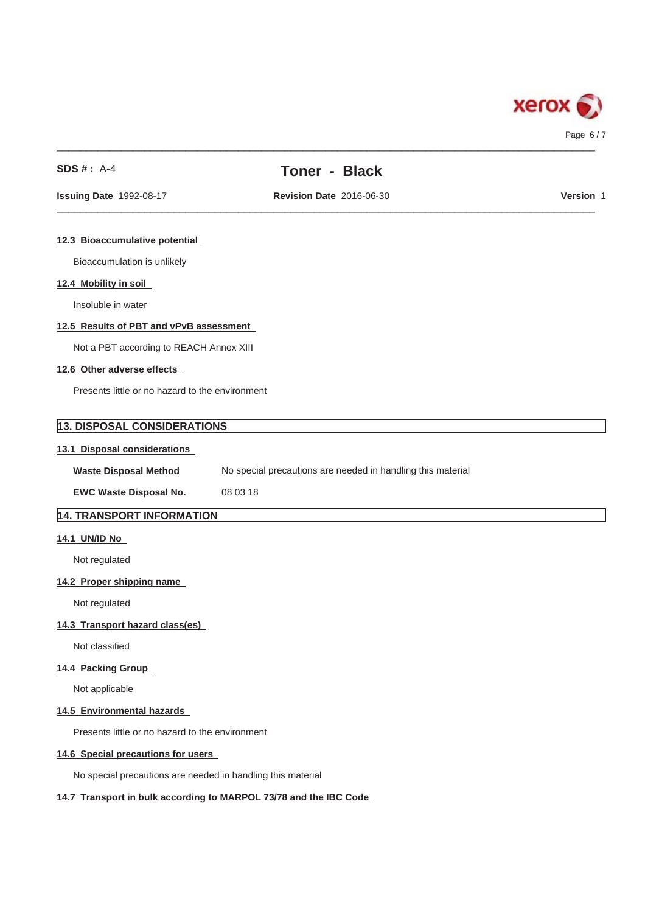### 12.3 Bioaccumulative potential

Bioaccumulation is unlikely

### 12.4 Mobility in soil

Insoluble in water

### 12.5 Results of PBT and vPvB assessment

Not a PBT according to REACH Annex XIII

### 12.6 Other adverse effects

Presents little or no hazard to the environment

## 13. DISPOSAL CONSIDERATIONS

### 13.1 Disposal considerations

| | |
|---|---|
| **Waste Disposal Method** | No special precautions are needed in handling this material |
| **EWC Waste Disposal No.** | 08 03 18 |

## 14. TRANSPORT INFORMATION

### 14.1 UN/ID No

Not regulated

### 14.2 Proper shipping name

Not regulated

### 14.3 Transport hazard class(es)

Not classified

### 14.4 Packing Group

Not applicable

### 14.5 Environmental hazards

Presents little or no hazard to the environment

### 14.6 Special precautions for users

No special precautions are needed in handling this material

### 14.7 Transport in bulk according to MARPOL 73/78 and the IBC Code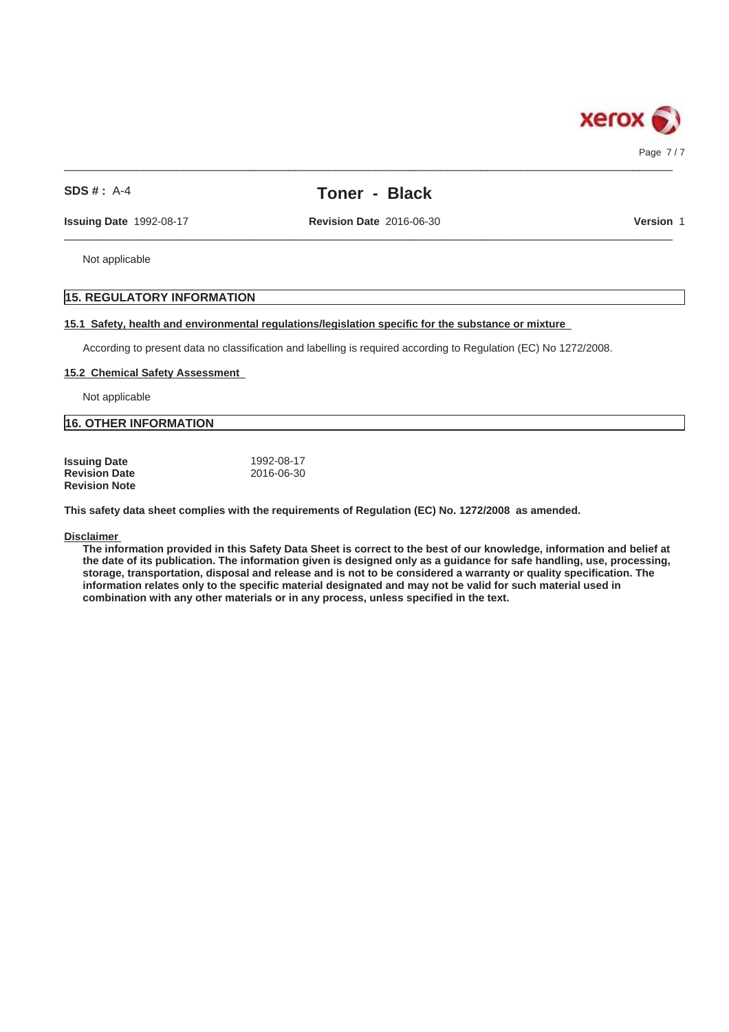Not applicable

## 15. REGULATORY INFORMATION

### 15.1 Safety, health and environmental regulations/legislation specific for the substance or mixture

According to present data no classification and labelling is required according to Regulation (EC) No 1272/2008.

### 15.2 Chemical Safety Assessment

Not applicable

## 16. OTHER INFORMATION

| | |
|---|---|
| **Issuing Date** | 1992-08-17 |
| **Revision Date** | 2016-06-30 |
| **Revision Note** | |

**This safety data sheet complies with the requirements of Regulation (EC) No. 1272/2008 as amended.**

**Disclaimer**

**The information provided in this Safety Data Sheet is correct to the best of our knowledge, information and belief at the date of its publication. The information given is designed only as a guidance for safe handling, use, processing, storage, transportation, disposal and release and is not to be considered a warranty or quality specification. The information relates only to the specific material designated and may not be valid for such material used in combination with any other materials or in any process, unless specified in the text.**